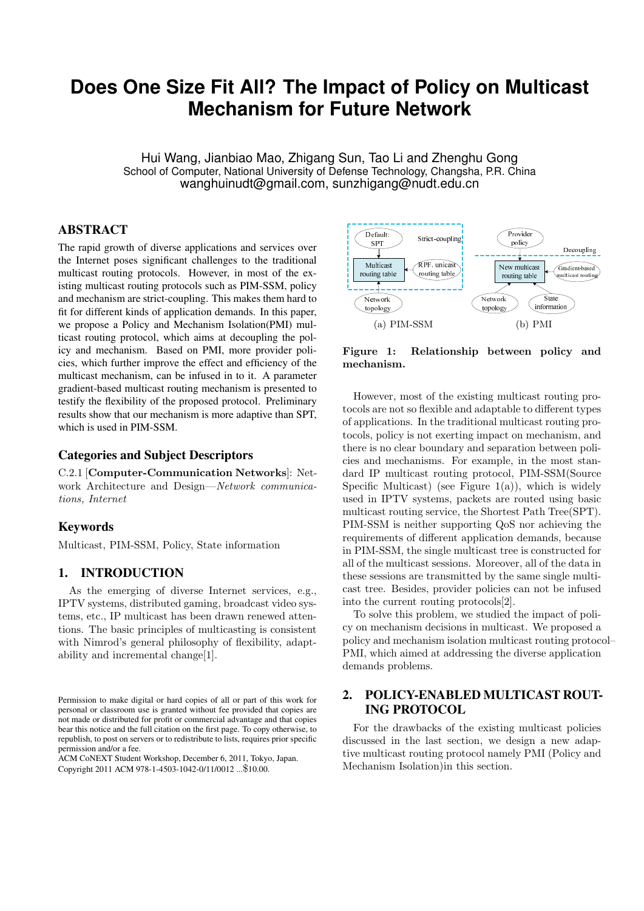# Does One Size Fit All? The Impact of Policy on Multicast Mechanism for Future Network

Hui Wang, Jianbiao Mao, Zhigang Sun, Tao Li and Zhenghu Gong
School of Computer, National University of Defense Technology, Changsha, P.R. China
wanghuinudt@gmail.com, sunzhigang@nudt.edu.cn

## ABSTRACT

The rapid growth of diverse applications and services over the Internet poses significant challenges to the traditional multicast routing protocols. However, in most of the existing multicast routing protocols such as PIM-SSM, policy and mechanism are strict-coupling. This makes them hard to fit for different kinds of application demands. In this paper, we propose a Policy and Mechanism Isolation(PMI) multicast routing protocol, which aims at decoupling the policy and mechanism. Based on PMI, more provider policies, which further improve the effect and efficiency of the multicast mechanism, can be infused in to it. A parameter gradient-based multicast routing mechanism is presented to testify the flexibility of the proposed protocol. Preliminary results show that our mechanism is more adaptive than SPT, which is used in PIM-SSM.

### Categories and Subject Descriptors

C.2.1 [**Computer-Communication Networks**]: Network Architecture and Design—*Network communications, Internet*

### Keywords

Multicast, PIM-SSM, Policy, State information

## 1. INTRODUCTION

As the emerging of diverse Internet services, e.g., IPTV systems, distributed gaming, broadcast video systems, etc., IP multicast has been drawn renewed attentions. The basic principles of multicasting is consistent with Nimrod's general philosophy of flexibility, adaptability and incremental change[1].

Permission to make digital or hard copies of all or part of this work for personal or classroom use is granted without fee provided that copies are not made or distributed for profit or commercial advantage and that copies bear this notice and the full citation on the first page. To copy otherwise, to republish, to post on servers or to redistribute to lists, requires prior specific permission and/or a fee.
ACM CoNEXT Student Workshop, December 6, 2011, Tokyo, Japan.
Copyright 2011 ACM 978-1-4503-1042-0/11/0012 ...$10.00.

Default: SPT
Strict-coupling
Multicast routing table
RPF, unicast routing table
Network topology
(a) PIM-SSM

Provider policy
Decoupling
New multicast routing table
Gradient-based multicast routing
Network topology
State information
(b) PMI

**Figure 1: Relationship between policy and mechanism.**

However, most of the existing multicast routing protocols are not so flexible and adaptable to different types of applications. In the traditional multicast routing protocols, policy is not exerting impact on mechanism, and there is no clear boundary and separation between policies and mechanisms. For example, in the most standard IP multicast routing protocol, PIM-SSM(Source Specific Multicast) (see Figure 1(a)), which is widely used in IPTV systems, packets are routed using basic multicast routing service, the Shortest Path Tree(SPT). PIM-SSM is neither supporting QoS nor achieving the requirements of different application demands, because in PIM-SSM, the single multicast tree is constructed for all of the multicast sessions. Moreover, all of the data in these sessions are transmitted by the same single multicast tree. Besides, provider policies can not be infused into the current routing protocols[2].

To solve this problem, we studied the impact of policy on mechanism decisions in multicast. We proposed a policy and mechanism isolation multicast routing protocol–PMI, which aimed at addressing the diverse application demands problems.

## 2. POLICY-ENABLED MULTICAST ROUTING PROTOCOL

For the drawbacks of the existing multicast policies discussed in the last section, we design a new adaptive multicast routing protocol namely PMI (Policy and Mechanism Isolation)in this section.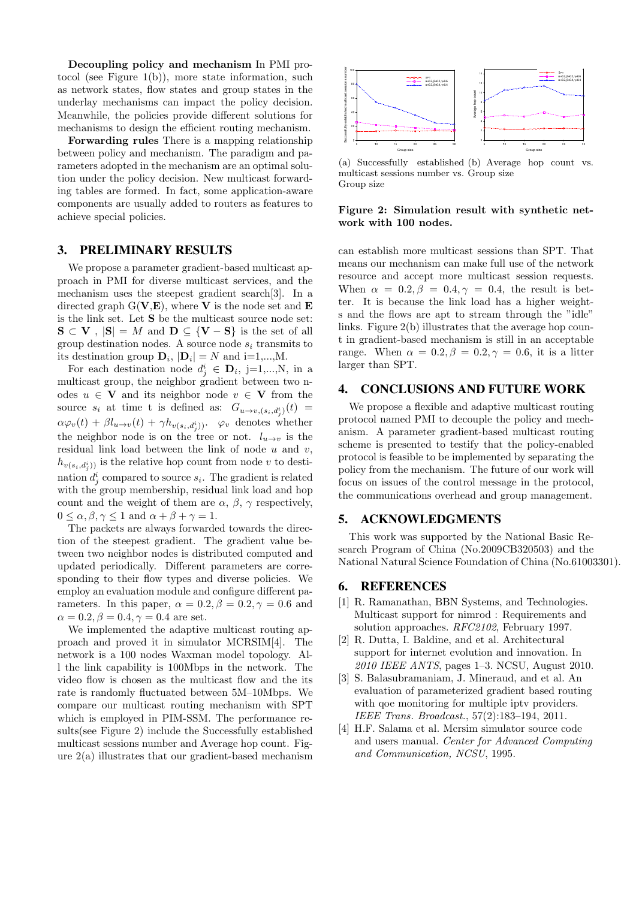**Decoupling policy and mechanism** In PMI protocol (see Figure 1(b)), more state information, such as network states, flow states and group states in the underlay mechanisms can impact the policy decision. Meanwhile, the policies provide different solutions for mechanisms to design the efficient routing mechanism.

**Forwarding rules** There is a mapping relationship between policy and mechanism. The paradigm and parameters adopted in the mechanism are an optimal solution under the policy decision. New multicast forwarding tables are formed. In fact, some application-aware components are usually added to routers as features to achieve special policies.

## 3. PRELIMINARY RESULTS

We propose a parameter gradient-based multicast approach in PMI for diverse multicast services, and the mechanism uses the steepest gradient search[3]. In a directed graph G($\mathbf{V}$,$\mathbf{E}$), where $\mathbf{V}$ is the node set and $\mathbf{E}$ is the link set. Let $\mathbf{S}$ be the multicast source node set: $\mathbf{S} \subset \mathbf{V}$ , $|\mathbf{S}| = M$ and $\mathbf{D} \subseteq \{\mathbf{V} - \mathbf{S}\}$ is the set of all group destination nodes. A source node $s_i$ transmits to its destination group $\mathbf{D}_i$, $|\mathbf{D}_i| = N$ and i=1,...,M.

For each destination node $d^i_j \in \mathbf{D}_i$, j=1,...,N, in a multicast group, the neighbor gradient between two nodes $u \in \mathbf{V}$ and its neighbor node $v \in \mathbf{V}$ from the source $s_i$ at time t is defined as: $G_{u\to v,(s_i,d^i_j)}(t) = \alpha\varphi_v(t) + \beta l_{u\to v}(t) + \gamma h_{v(s_i,d^i_j))}$. $\varphi_v$ denotes whether the neighbor node is on the tree or not. $l_{u\to v}$ is the residual link load between the link of node $u$ and $v$, $h_{v(s_i,d^i_j))}$ is the relative hop count from node $v$ to destination $d^i_j$ compared to source $s_i$. The gradient is related with the group membership, residual link load and hop count and the weight of them are $\alpha$, $\beta$, $\gamma$ respectively, $0 \le \alpha, \beta, \gamma \le 1$ and $\alpha + \beta + \gamma = 1$.

The packets are always forwarded towards the direction of the steepest gradient. The gradient value between two neighbor nodes is distributed computed and updated periodically. Different parameters are corresponding to their flow types and diverse policies. We employ an evaluation module and configure different parameters. In this paper, $\alpha = 0.2, \beta = 0.2, \gamma = 0.6$ and $\alpha = 0.2, \beta = 0.4, \gamma = 0.4$ are set.

We implemented the adaptive multicast routing approach and proved it in simulator MCRSIM[4]. The network is a 100 nodes Waxman model topology. All the link capability is 100Mbps in the network. The video flow is chosen as the multicast flow and the its rate is randomly fluctuated between 5M–10Mbps. We compare our multicast routing mechanism with SPT which is employed in PIM-SSM. The performance results(see Figure 2) include the Successfully established multicast sessions number and Average hop count. Figure 2(a) illustrates that our gradient-based mechanism can establish more multicast sessions than SPT. That means our mechanism can make full use of the network resource and accept more multicast session requests. When $\alpha = 0.2, \beta = 0.4, \gamma = 0.4$, the result is better. It is because the link load has a higher weights and the flows are apt to stream through the "idle" links. Figure 2(b) illustrates that the average hop count in gradient-based mechanism is still in an acceptable range. When $\alpha = 0.2, \beta = 0.2, \gamma = 0.6$, it is a litter larger than SPT.

Successfully established multicast sessions number
Group size
SPT
α=0.2, β=0.2, γ=0.6
α=0.2, β=0.4, γ=0.4

Average hop count
Group size
SPT
α=0.2, β=0.2, γ=0.6
α=0.2, β=0.4, γ=0.4

(a) Successfully established multicast sessions number vs. Group size (b) Average hop count vs. Group size

**Figure 2: Simulation result with synthetic network with 100 nodes.**

## 4. CONCLUSIONS AND FUTURE WORK

We propose a flexible and adaptive multicast routing protocol named PMI to decouple the policy and mechanism. A parameter gradient-based multicast routing scheme is presented to testify that the policy-enabled protocol is feasible to be implemented by separating the policy from the mechanism. The future of our work will focus on issues of the control message in the protocol, the communications overhead and group management.

## 5. ACKNOWLEDGMENTS

This work was supported by the National Basic Research Program of China (No.2009CB320503) and the National Natural Science Foundation of China (No.61003301).

## 6. REFERENCES

[1] R. Ramanathan, BBN Systems, and Technologies. Multicast support for nimrod : Requirements and solution approaches. *RFC2102*, February 1997.

[2] R. Dutta, I. Baldine, and et al. Architectural support for internet evolution and innovation. In *2010 IEEE ANTS*, pages 1–3. NCSU, August 2010.

[3] S. Balasubramaniam, J. Mineraud, and et al. An evaluation of parameterized gradient based routing with qoe monitoring for multiple iptv providers. *IEEE Trans. Broadcast.*, 57(2):183–194, 2011.

[4] H.F. Salama et al. Mcrsim simulator source code and users manual. *Center for Advanced Computing and Communication, NCSU*, 1995.